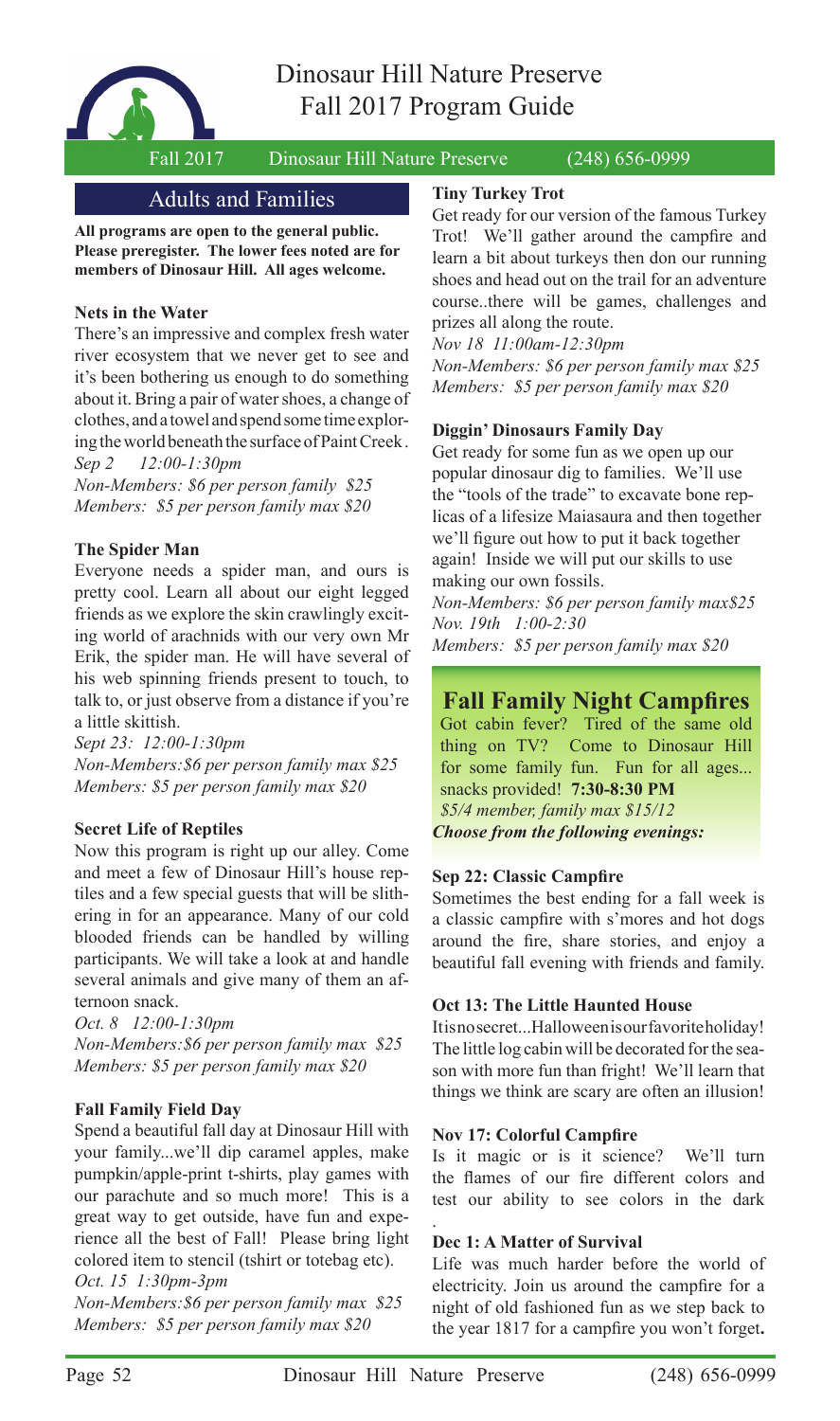# Dinosaur Hill Nature Preserve Fall 2017 Program Guide

## Adults and Families

**All programs are open to the general public. Please preregister. The lower fees noted are for members of Dinosaur Hill. All ages welcome.**

### Nets in the Water

There's an impressive and complex fresh water river ecosystem that we never get to see and it's been bothering us enough to do something about it. Bring a pair of water shoes, a change of clothes, and a towel and spend some time exploring the world beneath the surface of Paint Creek.

*Sep 2 12:00-1:30pm*
*Non-Members: $6 per person family $25*
*Members: $5 per person family max $20*

### The Spider Man

Everyone needs a spider man, and ours is pretty cool. Learn all about our eight legged friends as we explore the skin crawlingly exciting world of arachnids with our very own Mr Erik, the spider man. He will have several of his web spinning friends present to touch, to talk to, or just observe from a distance if you're a little skittish.

*Sept 23: 12:00-1:30pm*
*Non-Members:$6 per person family max $25*
*Members: $5 per person family max $20*

### Secret Life of Reptiles

Now this program is right up our alley. Come and meet a few of Dinosaur Hill's house reptiles and a few special guests that will be slithering in for an appearance. Many of our cold blooded friends can be handled by willing participants. We will take a look at and handle several animals and give many of them an afternoon snack.

*Oct. 8 12:00-1:30pm*
*Non-Members:$6 per person family max $25*
*Members: $5 per person family max $20*

### Fall Family Field Day

Spend a beautiful fall day at Dinosaur Hill with your family...we'll dip caramel apples, make pumpkin/apple-print t-shirts, play games with our parachute and so much more! This is a great way to get outside, have fun and experience all the best of Fall! Please bring light colored item to stencil (tshirt or totebag etc).

*Oct. 15 1:30pm-3pm*
*Non-Members:$6 per person family max $25*
*Members: $5 per person family max $20*

### Tiny Turkey Trot

Get ready for our version of the famous Turkey Trot! We'll gather around the campfire and learn a bit about turkeys then don our running shoes and head out on the trail for an adventure course..there will be games, challenges and prizes all along the route.

*Nov 18 11:00am-12:30pm*
*Non-Members: $6 per person family max $25*
*Members: $5 per person family max $20*

### Diggin' Dinosaurs Family Day

Get ready for some fun as we open up our popular dinosaur dig to families. We'll use the "tools of the trade" to excavate bone replicas of a lifesize Maiasaura and then together we'll figure out how to put it back together again! Inside we will put our skills to use making our own fossils.

*Non-Members: $6 per person family max$25*
*Nov. 19th 1:00-2:30*
*Members: $5 per person family max $20*

## Fall Family Night Campfires

Got cabin fever? Tired of the same old thing on TV? Come to Dinosaur Hill for some family fun. Fun for all ages... snacks provided! **7:30-8:30 PM**
*$5/4 member, family max $15/12*
***Choose from the following evenings:***

### Sep 22: Classic Campfire

Sometimes the best ending for a fall week is a classic campfire with s'mores and hot dogs around the fire, share stories, and enjoy a beautiful fall evening with friends and family.

### Oct 13: The Little Haunted House

It is no secret...Halloween is our favorite holiday! The little log cabin will be decorated for the season with more fun than fright! We'll learn that things we think are scary are often an illusion!

### Nov 17: Colorful Campfire

Is it magic or is it science? We'll turn the flames of our fire different colors and test our ability to see colors in the dark.

### Dec 1: A Matter of Survival

Life was much harder before the world of electricity. Join us around the campfire for a night of old fashioned fun as we step back to the year 1817 for a campfire you won't forget**.**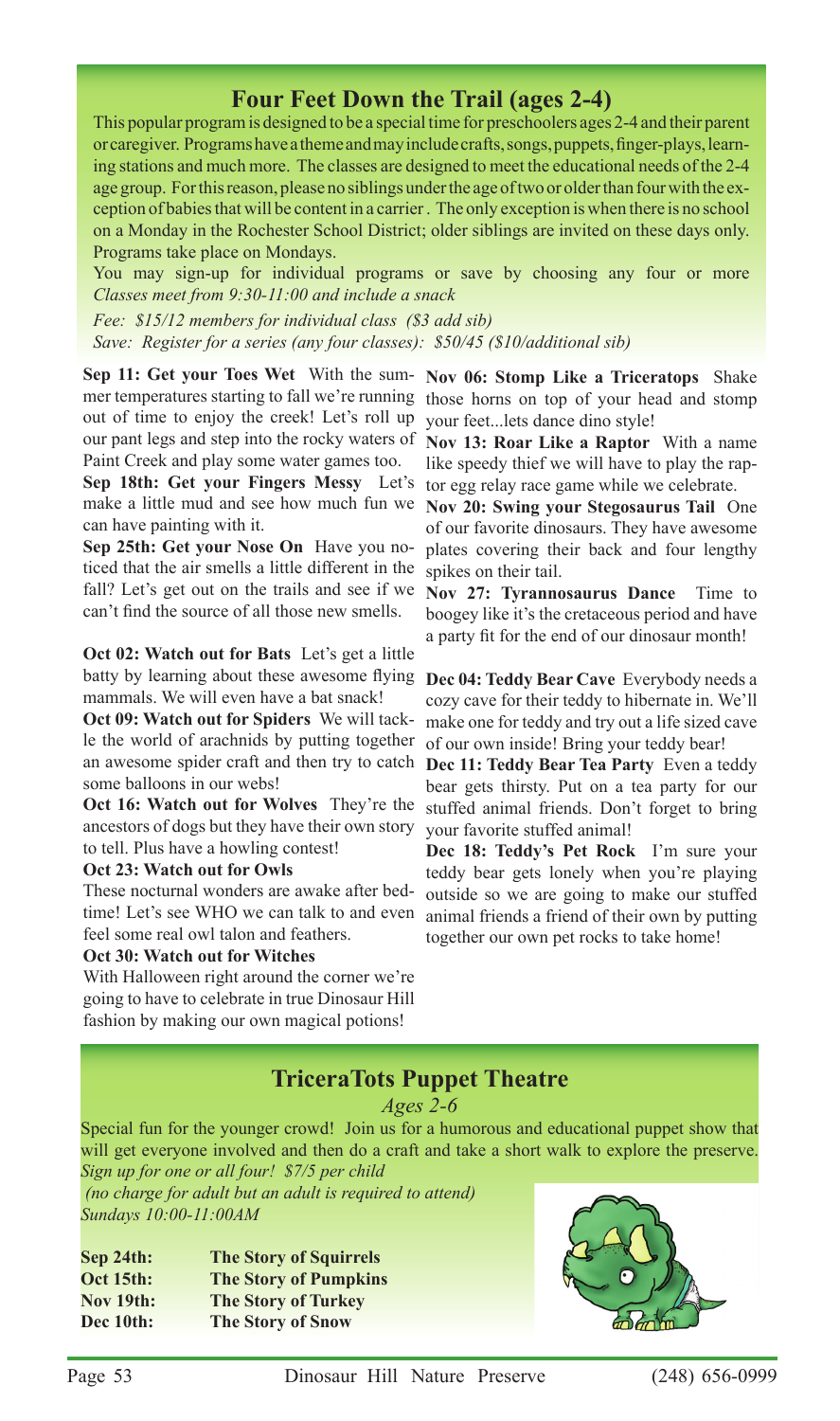## Four Feet Down the Trail (ages 2-4)

This popular program is designed to be a special time for preschoolers ages 2-4 and their parent or caregiver. Programs have a theme and may include crafts, songs, puppets, finger-plays, learning stations and much more. The classes are designed to meet the educational needs of the 2-4 age group. For this reason, please no siblings under the age of two or older than four with the exception of babies that will be content in a carrier . The only exception is when there is no school on a Monday in the Rochester School District; older siblings are invited on these days only. Programs take place on Mondays.

You may sign-up for individual programs or save by choosing any four or more
*Classes meet from 9:30-11:00 and include a snack*

*Fee: $15/12 members for individual class ($3 add sib)*
*Save: Register for a series (any four classes): $50/45 ($10/additional sib)*

**Sep 11: Get your Toes Wet** With the summer temperatures starting to fall we're running out of time to enjoy the creek! Let's roll up our pant legs and step into the rocky waters of Paint Creek and play some water games too.

**Sep 18th: Get your Fingers Messy** Let's make a little mud and see how much fun we can have painting with it.

**Sep 25th: Get your Nose On** Have you noticed that the air smells a little different in the fall? Let's get out on the trails and see if we can't find the source of all those new smells.

**Oct 02: Watch out for Bats** Let's get a little batty by learning about these awesome flying mammals. We will even have a bat snack!

**Oct 09: Watch out for Spiders** We will tackle the world of arachnids by putting together an awesome spider craft and then try to catch some balloons in our webs!

**Oct 16: Watch out for Wolves** They're the ancestors of dogs but they have their own story to tell. Plus have a howling contest!

**Oct 23: Watch out for Owls**
These nocturnal wonders are awake after bedtime! Let's see WHO we can talk to and even feel some real owl talon and feathers.

**Oct 30: Watch out for Witches**
With Halloween right around the corner we're going to have to celebrate in true Dinosaur Hill fashion by making our own magical potions!

**Nov 06: Stomp Like a Triceratops** Shake those horns on top of your head and stomp your feet...lets dance dino style!

**Nov 13: Roar Like a Raptor** With a name like speedy thief we will have to play the raptor egg relay race game while we celebrate.

**Nov 20: Swing your Stegosaurus Tail** One of our favorite dinosaurs. They have awesome plates covering their back and four lengthy spikes on their tail.

**Nov 27: Tyrannosaurus Dance** Time to boogey like it's the cretaceous period and have a party fit for the end of our dinosaur month!

**Dec 04: Teddy Bear Cave** Everybody needs a cozy cave for their teddy to hibernate in. We'll make one for teddy and try out a life sized cave of our own inside! Bring your teddy bear!

**Dec 11: Teddy Bear Tea Party** Even a teddy bear gets thirsty. Put on a tea party for our stuffed animal friends. Don't forget to bring your favorite stuffed animal!

**Dec 18: Teddy's Pet Rock** I'm sure your teddy bear gets lonely when you're playing outside so we are going to make our stuffed animal friends a friend of their own by putting together our own pet rocks to take home!

## TriceraTots Puppet Theatre

*Ages 2-6*

Special fun for the younger crowd! Join us for a humorous and educational puppet show that will get everyone involved and then do a craft and take a short walk to explore the preserve.
*Sign up for one or all four! $7/5 per child*
*(no charge for adult but an adult is required to attend)*
*Sundays 10:00-11:00AM*

| | |
|---|---|
| **Sep 24th:** | **The Story of Squirrels** |
| **Oct 15th:** | **The Story of Pumpkins** |
| **Nov 19th:** | **The Story of Turkey** |
| **Dec 10th:** | **The Story of Snow** |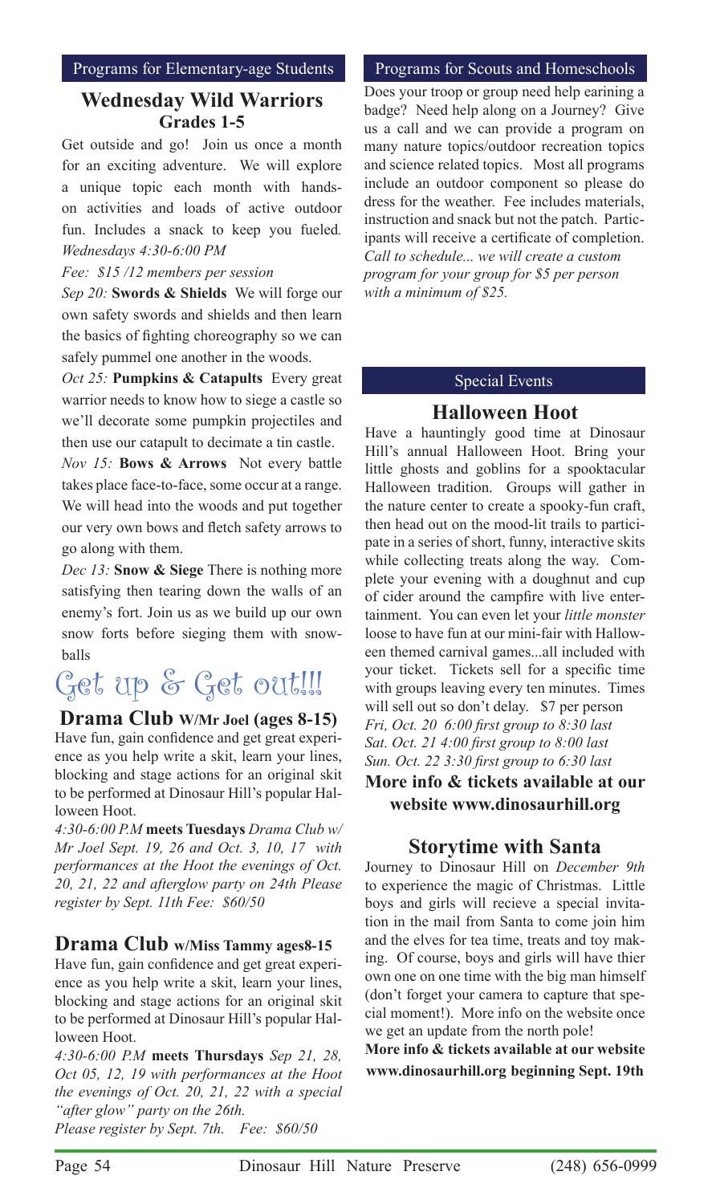## Programs for Elementary-age Students

### Wednesday Wild Warriors
**Grades 1-5**

Get outside and go! Join us once a month for an exciting adventure. We will explore a unique topic each month with hands-on activities and loads of active outdoor fun. Includes a snack to keep you fueled. *Wednesdays 4:30-6:00 PM*

*Fee: $15 /12 members per session*

*Sep 20:* **Swords & Shields** We will forge our own safety swords and shields and then learn the basics of fighting choreography so we can safely pummel one another in the woods.

*Oct 25:* **Pumpkins & Catapults** Every great warrior needs to know how to siege a castle so we'll decorate some pumpkin projectiles and then use our catapult to decimate a tin castle.

*Nov 15:* **Bows & Arrows** Not every battle takes place face-to-face, some occur at a range. We will head into the woods and put together our very own bows and fletch safety arrows to go along with them.

*Dec 13:* **Snow & Siege** There is nothing more satisfying then tearing down the walls of an enemy's fort. Join us as we build up our own snow forts before sieging them with snowballs

## Get up & Get out!!!

### Drama Club W/Mr Joel (ages 8-15)

Have fun, gain confidence and get great experience as you help write a skit, learn your lines, blocking and stage actions for an original skit to be performed at Dinosaur Hill's popular Halloween Hoot.

*4:30-6:00 P.M* **meets Tuesdays** *Drama Club w/ Mr Joel Sept. 19, 26 and Oct. 3, 10, 17 with performances at the Hoot the evenings of Oct. 20, 21, 22 and afterglow party on 24th Please register by Sept. 11th Fee: $60/50*

### Drama Club w/Miss Tammy ages8-15

Have fun, gain confidence and get great experience as you help write a skit, learn your lines, blocking and stage actions for an original skit to be performed at Dinosaur Hill's popular Halloween Hoot.

*4:30-6:00 P.M* **meets Thursdays** *Sep 21, 28, Oct 05, 12, 19 with performances at the Hoot the evenings of Oct. 20, 21, 22 with a special "after glow" party on the 26th.*

*Please register by Sept. 7th. Fee: $60/50*

## Programs for Scouts and Homeschools

Does your troop or group need help earining a badge? Need help along on a Journey? Give us a call and we can provide a program on many nature topics/outdoor recreation topics and science related topics. Most all programs include an outdoor component so please do dress for the weather. Fee includes materials, instruction and snack but not the patch. Participants will receive a certificate of completion. *Call to schedule... we will create a custom program for your group for $5 per person with a minimum of $25.*

## Special Events

### Halloween Hoot

Have a hauntingly good time at Dinosaur Hill's annual Halloween Hoot. Bring your little ghosts and goblins for a spooktacular Halloween tradition. Groups will gather in the nature center to create a spooky-fun craft, then head out on the mood-lit trails to participate in a series of short, funny, interactive skits while collecting treats along the way. Complete your evening with a doughnut and cup of cider around the campfire with live entertainment. You can even let your *little monster* loose to have fun at our mini-fair with Halloween themed carnival games...all included with your ticket. Tickets sell for a specific time with groups leaving every ten minutes. Times will sell out so don't delay. $7 per person

*Fri, Oct. 20 6:00 first group to 8:30 last*
*Sat. Oct. 21 4:00 first group to 8:00 last*
*Sun. Oct. 22 3:30 first group to 6:30 last*

**More info & tickets available at our website www.dinosaurhill.org**

### Storytime with Santa

Journey to Dinosaur Hill on *December 9th* to experience the magic of Christmas. Little boys and girls will recieve a special invitation in the mail from Santa to come join him and the elves for tea time, treats and toy making. Of course, boys and girls will have thier own one on one time with the big man himself (don't forget your camera to capture that special moment!). More info on the website once we get an update from the north pole!

**More info & tickets available at our website www.dinosaurhill.org beginning Sept. 19th**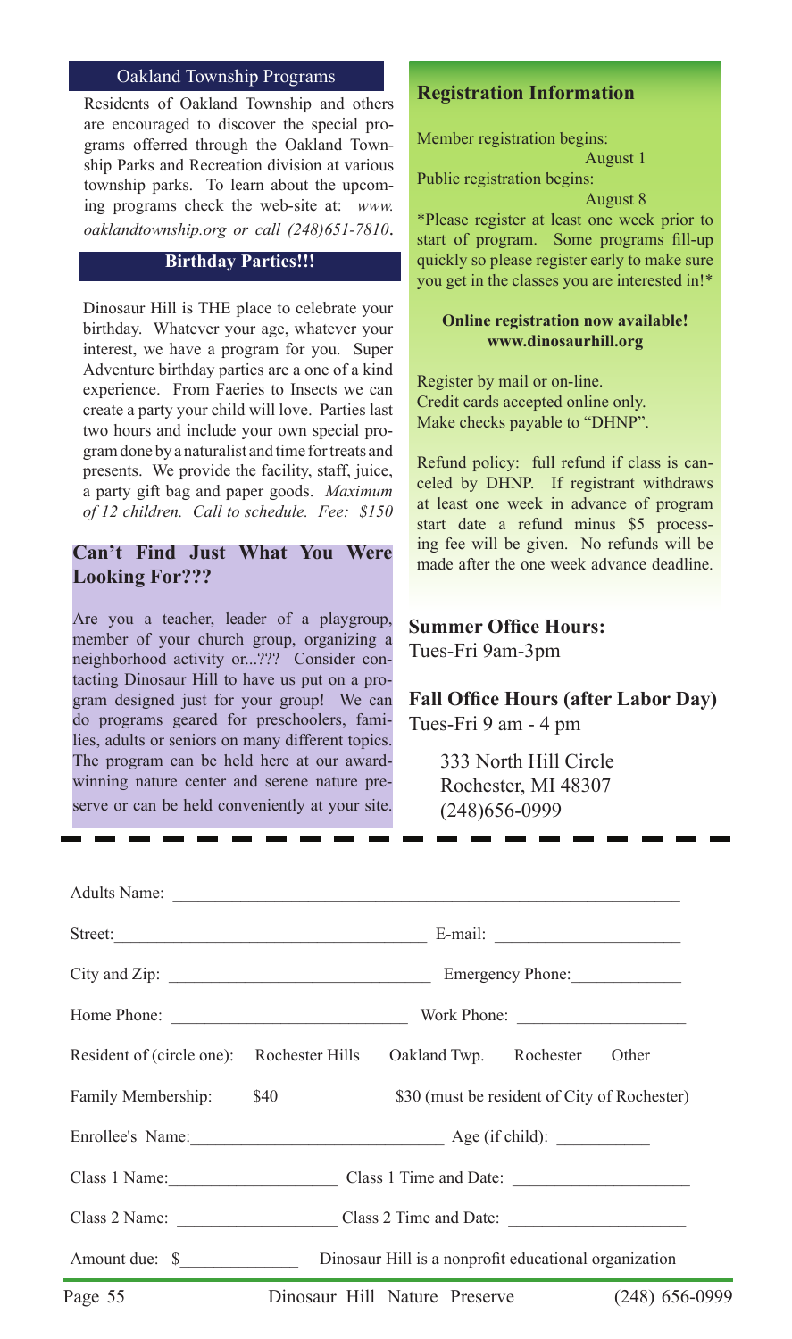## Oakland Township Programs

Residents of Oakland Township and others are encouraged to discover the special programs offerred through the Oakland Township Parks and Recreation division at various township parks. To learn about the upcoming programs check the web-site at: *www.oaklandtownship.org or call (248)651-7810*.

## Birthday Parties!!!

Dinosaur Hill is THE place to celebrate your birthday. Whatever your age, whatever your interest, we have a program for you. Super Adventure birthday parties are a one of a kind experience. From Faeries to Insects we can create a party your child will love. Parties last two hours and include your own special program done by a naturalist and time for treats and presents. We provide the facility, staff, juice, a party gift bag and paper goods. *Maximum of 12 children. Call to schedule. Fee: $150*

## Can't Find Just What You Were Looking For???

Are you a teacher, leader of a playgroup, member of your church group, organizing a neighborhood activity or...??? Consider contacting Dinosaur Hill to have us put on a program designed just for your group! We can do programs geared for preschoolers, families, adults or seniors on many different topics. The program can be held here at our award-winning nature center and serene nature preserve or can be held conveniently at your site.

## Registration Information

Member registration begins: August 1

Public registration begins: August 8

\*Please register at least one week prior to start of program. Some programs fill-up quickly so please register early to make sure you get in the classes you are interested in!\*

**Online registration now available!**
**www.dinosaurhill.org**

Register by mail or on-line.
Credit cards accepted online only.
Make checks payable to "DHNP".

Refund policy: full refund if class is canceled by DHNP. If registrant withdraws at least one week in advance of program start date a refund minus $5 processing fee will be given. No refunds will be made after the one week advance deadline.

**Summer Office Hours:**
Tues-Fri 9am-3pm

**Fall Office Hours (after Labor Day)**
Tues-Fri 9 am - 4 pm

333 North Hill Circle
Rochester, MI 48307
(248)656-0999

---

Adults Name: ______________________________

Street: ______________________________ E-mail: ______________________

City and Zip: ______________________________ Emergency Phone: ______________

Home Phone: ____________________________ Work Phone: ____________________

Resident of (circle one): Rochester Hills Oakland Twp. Rochester Other

Family Membership: $40 $30 (must be resident of City of Rochester)

Enrollee's Name: ____________________________ Age (if child): ___________

Class 1 Name: ____________________ Class 1 Time and Date: ____________________

Class 2 Name: ____________________ Class 2 Time and Date: ____________________

Amount due: $______________ Dinosaur Hill is a nonprofit educational organization